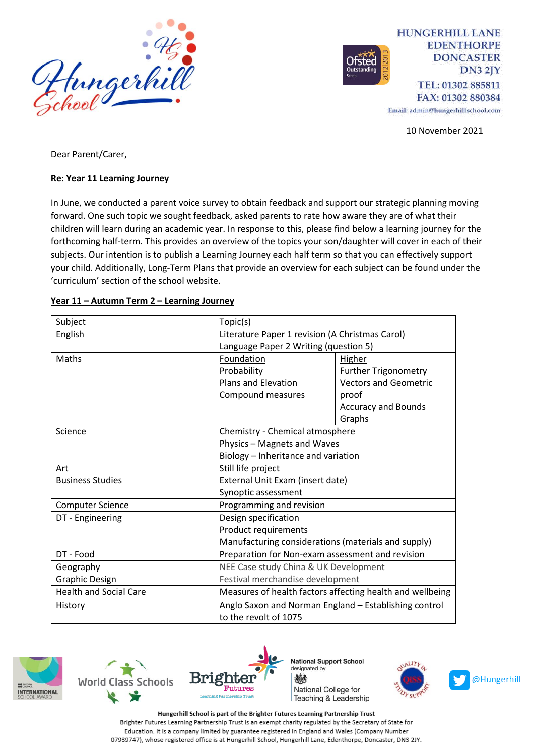HUNGERHILL LANE
EDENTHORPE
DONCASTER
DN3 2JY
TEL: 01302 885811
FAX: 01302 880384
Email: admin@hungerhillschool.com

10 November 2021

Dear Parent/Carer,

**Re: Year 11 Learning Journey**

In June, we conducted a parent voice survey to obtain feedback and support our strategic planning moving forward. One such topic we sought feedback, asked parents to rate how aware they are of what their children will learn during an academic year. In response to this, please find below a learning journey for the forthcoming half-term. This provides an overview of the topics your son/daughter will cover in each of their subjects. Our intention is to publish a Learning Journey each half term so that you can effectively support your child. Additionally, Long-Term Plans that provide an overview for each subject can be found under the 'curriculum' section of the school website.

**Year 11 – Autumn Term 2 – Learning Journey**

| Subject | Topic(s) | |
|---|---|---|
| English | Literature Paper 1 revision (A Christmas Carol)<br>Language Paper 2 Writing (question 5) | |
| Maths | Foundation<br>Probability<br>Plans and Elevation<br>Compound measures | Higher<br>Further Trigonometry<br>Vectors and Geometric proof<br>Accuracy and Bounds<br>Graphs |
| Science | Chemistry - Chemical atmosphere<br>Physics – Magnets and Waves<br>Biology – Inheritance and variation | |
| Art | Still life project | |
| Business Studies | External Unit Exam (insert date)<br>Synoptic assessment | |
| Computer Science | Programming and revision | |
| DT - Engineering | Design specification<br>Product requirements<br>Manufacturing considerations (materials and supply) | |
| DT - Food | Preparation for Non-exam assessment and revision | |
| Geography | NEE Case study China & UK Development | |
| Graphic Design | Festival merchandise development | |
| Health and Social Care | Measures of health factors affecting health and wellbeing | |
| History | Anglo Saxon and Norman England – Establishing control to the revolt of 1075 | |

Hungerhill School is part of the Brighter Futures Learning Partnership Trust
Brighter Futures Learning Partnership Trust is an exempt charity regulated by the Secretary of State for Education. It is a company limited by guarantee registered in England and Wales (Company Number 07939747), whose registered office is at Hungerhill School, Hungerhill Lane, Edenthorpe, Doncaster, DN3 2JY.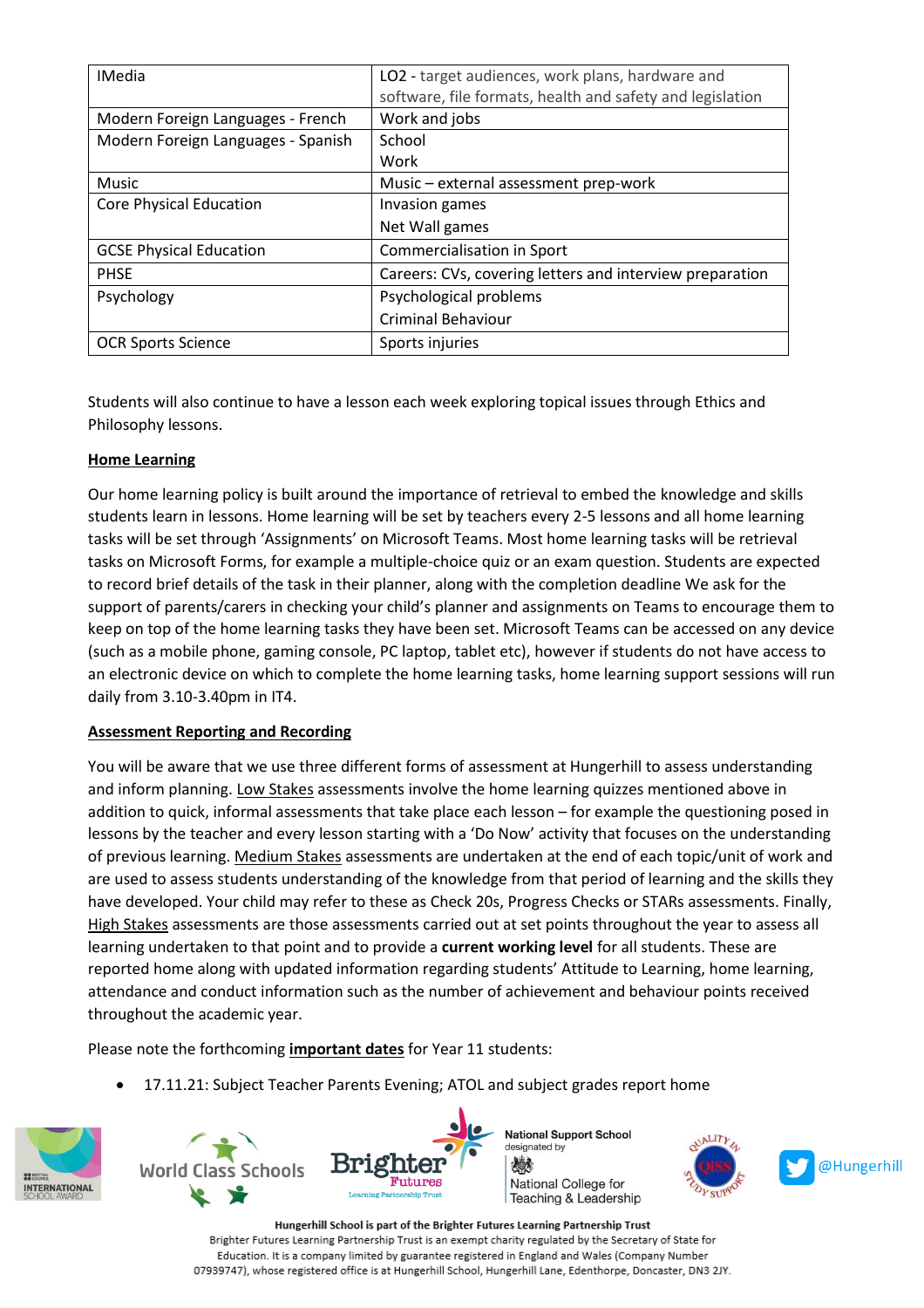| IMedia | LO2 - target audiences, work plans, hardware and software, file formats, health and safety and legislation |
|---|---|
| Modern Foreign Languages - French | Work and jobs |
| Modern Foreign Languages - Spanish | School<br>Work |
| Music | Music – external assessment prep-work |
| Core Physical Education | Invasion games<br>Net Wall games |
| GCSE Physical Education | Commercialisation in Sport |
| PHSE | Careers: CVs, covering letters and interview preparation |
| Psychology | Psychological problems<br>Criminal Behaviour |
| OCR Sports Science | Sports injuries |

Students will also continue to have a lesson each week exploring topical issues through Ethics and Philosophy lessons.

**Home Learning**

Our home learning policy is built around the importance of retrieval to embed the knowledge and skills students learn in lessons. Home learning will be set by teachers every 2-5 lessons and all home learning tasks will be set through 'Assignments' on Microsoft Teams. Most home learning tasks will be retrieval tasks on Microsoft Forms, for example a multiple-choice quiz or an exam question. Students are expected to record brief details of the task in their planner, along with the completion deadline We ask for the support of parents/carers in checking your child's planner and assignments on Teams to encourage them to keep on top of the home learning tasks they have been set. Microsoft Teams can be accessed on any device (such as a mobile phone, gaming console, PC laptop, tablet etc), however if students do not have access to an electronic device on which to complete the home learning tasks, home learning support sessions will run daily from 3.10-3.40pm in IT4.

**Assessment Reporting and Recording**

You will be aware that we use three different forms of assessment at Hungerhill to assess understanding and inform planning. Low Stakes assessments involve the home learning quizzes mentioned above in addition to quick, informal assessments that take place each lesson – for example the questioning posed in lessons by the teacher and every lesson starting with a 'Do Now' activity that focuses on the understanding of previous learning. Medium Stakes assessments are undertaken at the end of each topic/unit of work and are used to assess students understanding of the knowledge from that period of learning and the skills they have developed. Your child may refer to these as Check 20s, Progress Checks or STARs assessments. Finally, High Stakes assessments are those assessments carried out at set points throughout the year to assess all learning undertaken to that point and to provide a **current working level** for all students. These are reported home along with updated information regarding students' Attitude to Learning, home learning, attendance and conduct information such as the number of achievement and behaviour points received throughout the academic year.

Please note the forthcoming **important dates** for Year 11 students:

- 17.11.21: Subject Teacher Parents Evening; ATOL and subject grades report home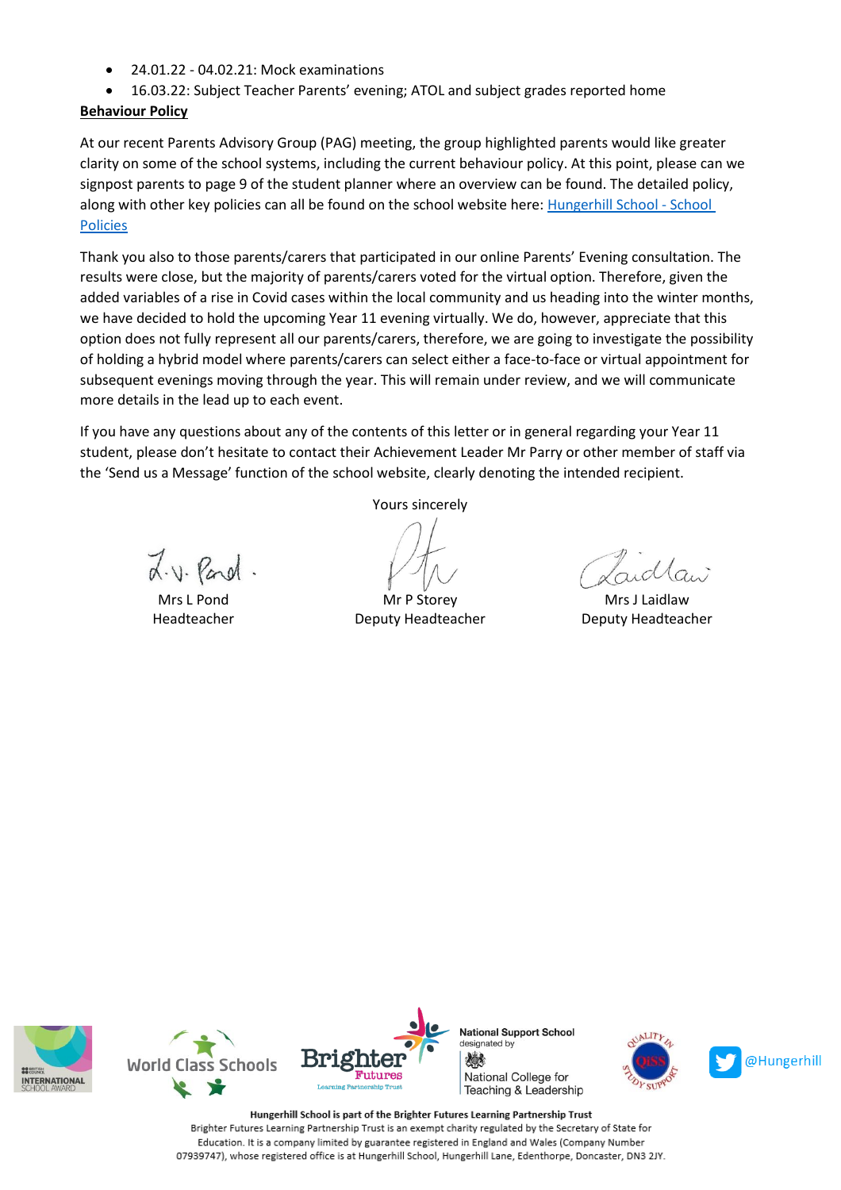- 24.01.22 - 04.02.21: Mock examinations
- 16.03.22: Subject Teacher Parents' evening; ATOL and subject grades reported home

**Behaviour Policy**

At our recent Parents Advisory Group (PAG) meeting, the group highlighted parents would like greater clarity on some of the school systems, including the current behaviour policy. At this point, please can we signpost parents to page 9 of the student planner where an overview can be found. The detailed policy, along with other key policies can all be found on the school website here: [Hungerhill School - School Policies]

Thank you also to those parents/carers that participated in our online Parents' Evening consultation. The results were close, but the majority of parents/carers voted for the virtual option. Therefore, given the added variables of a rise in Covid cases within the local community and us heading into the winter months, we have decided to hold the upcoming Year 11 evening virtually. We do, however, appreciate that this option does not fully represent all our parents/carers, therefore, we are going to investigate the possibility of holding a hybrid model where parents/carers can select either a face-to-face or virtual appointment for subsequent evenings moving through the year. This will remain under review, and we will communicate more details in the lead up to each event.

If you have any questions about any of the contents of this letter or in general regarding your Year 11 student, please don't hesitate to contact their Achievement Leader Mr Parry or other member of staff via the 'Send us a Message' function of the school website, clearly denoting the intended recipient.

Yours sincerely

| | | |
|---|---|---|
| Mrs L Pond | Mr P Storey | Mrs J Laidlaw |
| Headteacher | Deputy Headteacher | Deputy Headteacher |

Hungerhill School is part of the Brighter Futures Learning Partnership Trust

Brighter Futures Learning Partnership Trust is an exempt charity regulated by the Secretary of State for Education. It is a company limited by guarantee registered in England and Wales (Company Number 07939747), whose registered office is at Hungerhill School, Hungerhill Lane, Edenthorpe, Doncaster, DN3 2JY.